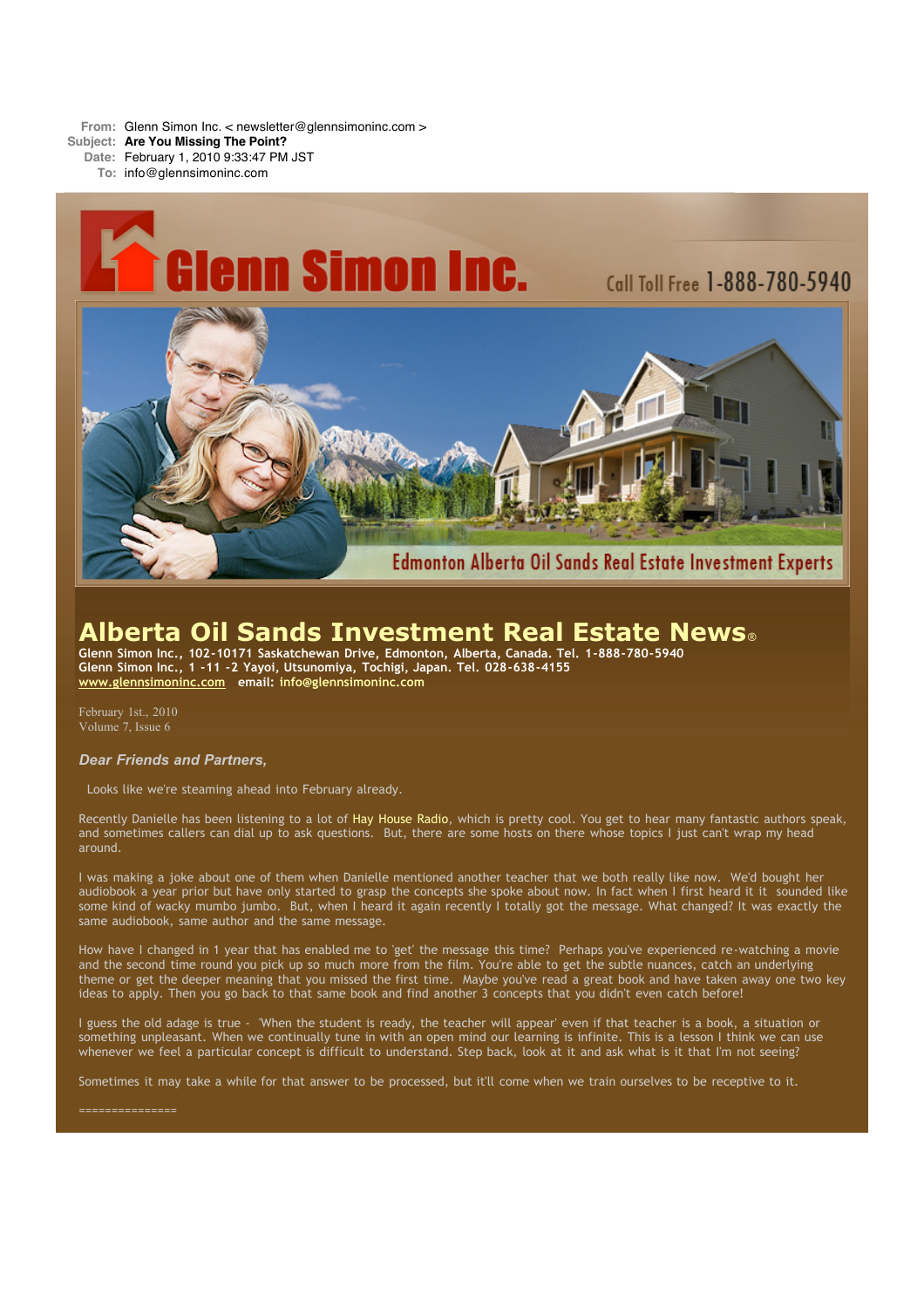**From:** Glenn Simon Inc. < newsletter@glennsimoninc.com >
**Subject:** **Are You Missing The Point?**
**Date:** February 1, 2010 9:33:47 PM JST
**To:** info@glennsimoninc.com

Glenn Simon Inc.

Call Toll Free 1-888-780-5940

Edmonton Alberta Oil Sands Real Estate Investment Experts

# Alberta Oil Sands Investment Real Estate News®

**Glenn Simon Inc., 102-10171 Saskatchewan Drive, Edmonton, Alberta, Canada. Tel. 1-888-780-5940**
**Glenn Simon Inc., 1 -11 -2 Yayoi, Utsunomiya, Tochigi, Japan. Tel. 028-638-4155**
**www.glennsimoninc.com email: info@glennsimoninc.com**

February 1st., 2010
Volume 7, Issue 6

***Dear Friends and Partners,***

Looks like we're steaming ahead into February already.

Recently Danielle has been listening to a lot of Hay House Radio, which is pretty cool. You get to hear many fantastic authors speak, and sometimes callers can dial up to ask questions. But, there are some hosts on there whose topics I just can't wrap my head around.

I was making a joke about one of them when Danielle mentioned another teacher that we both really like now. We'd bought her audiobook a year prior but have only started to grasp the concepts she spoke about now. In fact when I first heard it it sounded like some kind of wacky mumbo jumbo. But, when I heard it again recently I totally got the message. What changed? It was exactly the same audiobook, same author and the same message.

How have I changed in 1 year that has enabled me to 'get' the message this time? Perhaps you've experienced re-watching a movie and the second time round you pick up so much more from the film. You're able to get the subtle nuances, catch an underlying theme or get the deeper meaning that you missed the first time. Maybe you've read a great book and have taken away one two key ideas to apply. Then you go back to that same book and find another 3 concepts that you didn't even catch before!

I guess the old adage is true - 'When the student is ready, the teacher will appear' even if that teacher is a book, a situation or something unpleasant. When we continually tune in with an open mind our learning is infinite. This is a lesson I think we can use whenever we feel a particular concept is difficult to understand. Step back, look at it and ask what is it that I'm not seeing?

Sometimes it may take a while for that answer to be processed, but it'll come when we train ourselves to be receptive to it.

===============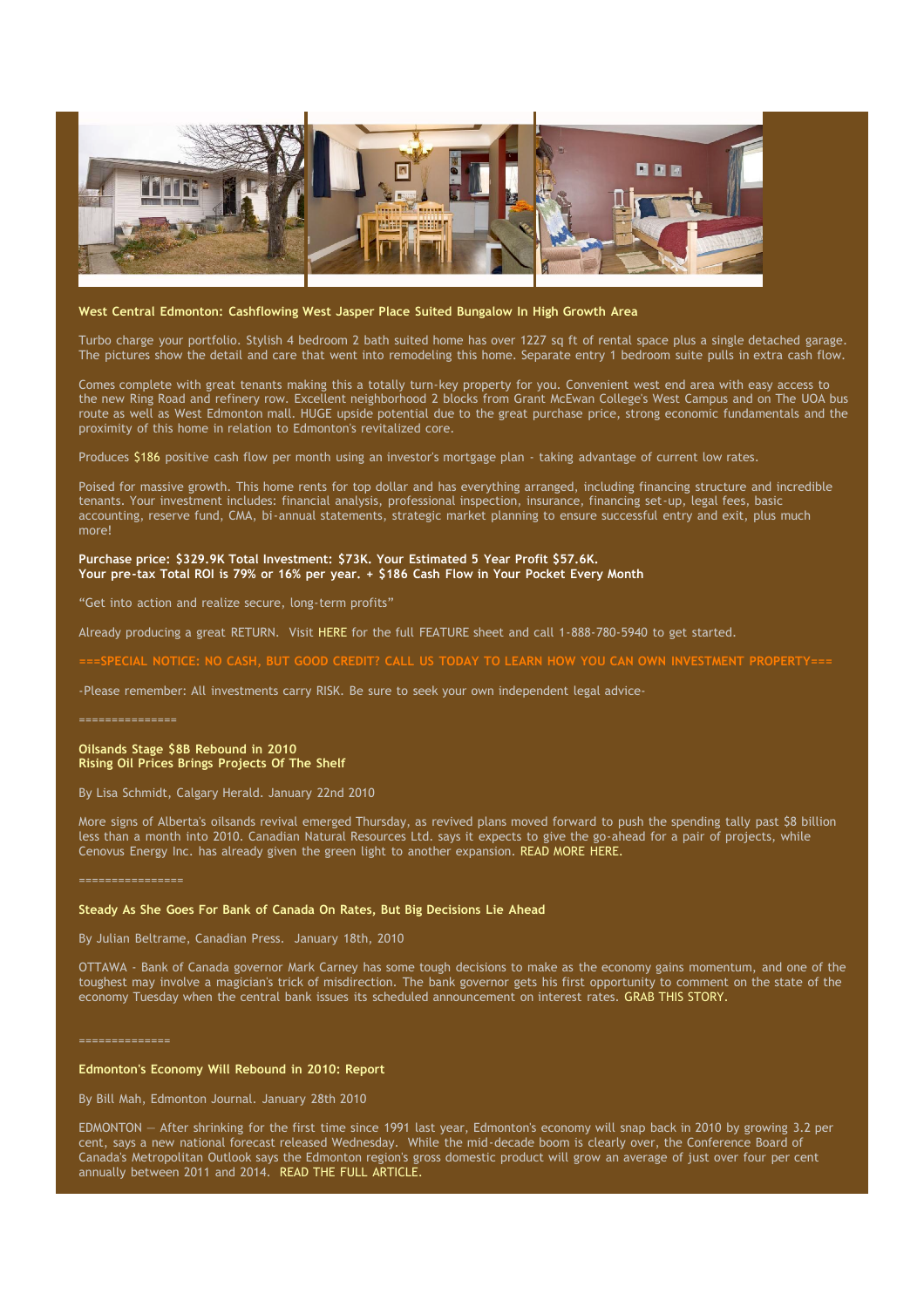### West Central Edmonton: Cashflowing West Jasper Place Suited Bungalow In High Growth Area

Turbo charge your portfolio. Stylish 4 bedroom 2 bath suited home has over 1227 sq ft of rental space plus a single detached garage. The pictures show the detail and care that went into remodeling this home. Separate entry 1 bedroom suite pulls in extra cash flow.

Comes complete with great tenants making this a totally turn-key property for you. Convenient west end area with easy access to the new Ring Road and refinery row. Excellent neighborhood 2 blocks from Grant McEwan College's West Campus and on The UOA bus route as well as West Edmonton mall. HUGE upside potential due to the great purchase price, strong economic fundamentals and the proximity of this home in relation to Edmonton's revitalized core.

Produces $186 positive cash flow per month using an investor's mortgage plan - taking advantage of current low rates.

Poised for massive growth. This home rents for top dollar and has everything arranged, including financing structure and incredible tenants. Your investment includes: financial analysis, professional inspection, insurance, financing set-up, legal fees, basic accounting, reserve fund, CMA, bi-annual statements, strategic market planning to ensure successful entry and exit, plus much more!

**Purchase price: $329.9K Total Investment: $73K. Your Estimated 5 Year Profit $57.6K.**
**Your pre-tax Total ROI is 79% or 16% per year. + $186 Cash Flow in Your Pocket Every Month**

"Get into action and realize secure, long-term profits"

Already producing a great RETURN. Visit HERE for the full FEATURE sheet and call 1-888-780-5940 to get started.

===SPECIAL NOTICE: NO CASH, BUT GOOD CREDIT? CALL US TODAY TO LEARN HOW YOU CAN OWN INVESTMENT PROPERTY===

-Please remember: All investments carry RISK. Be sure to seek your own independent legal advice-

===============

### Oilsands Stage $8B Rebound in 2010
### Rising Oil Prices Brings Projects Of The Shelf

By Lisa Schmidt, Calgary Herald. January 22nd 2010

More signs of Alberta's oilsands revival emerged Thursday, as revived plans moved forward to push the spending tally past $8 billion less than a month into 2010. Canadian Natural Resources Ltd. says it expects to give the go-ahead for a pair of projects, while Cenovus Energy Inc. has already given the green light to another expansion. READ MORE HERE.

================

### Steady As She Goes For Bank of Canada On Rates, But Big Decisions Lie Ahead

By Julian Beltrame, Canadian Press. January 18th, 2010

OTTAWA - Bank of Canada governor Mark Carney has some tough decisions to make as the economy gains momentum, and one of the toughest may involve a magician's trick of misdirection. The bank governor gets his first opportunity to comment on the state of the economy Tuesday when the central bank issues its scheduled announcement on interest rates. GRAB THIS STORY.

==============

### Edmonton's Economy Will Rebound in 2010: Report

By Bill Mah, Edmonton Journal. January 28th 2010

EDMONTON — After shrinking for the first time since 1991 last year, Edmonton's economy will snap back in 2010 by growing 3.2 per cent, says a new national forecast released Wednesday. While the mid-decade boom is clearly over, the Conference Board of Canada's Metropolitan Outlook says the Edmonton region's gross domestic product will grow an average of just over four per cent annually between 2011 and 2014. READ THE FULL ARTICLE.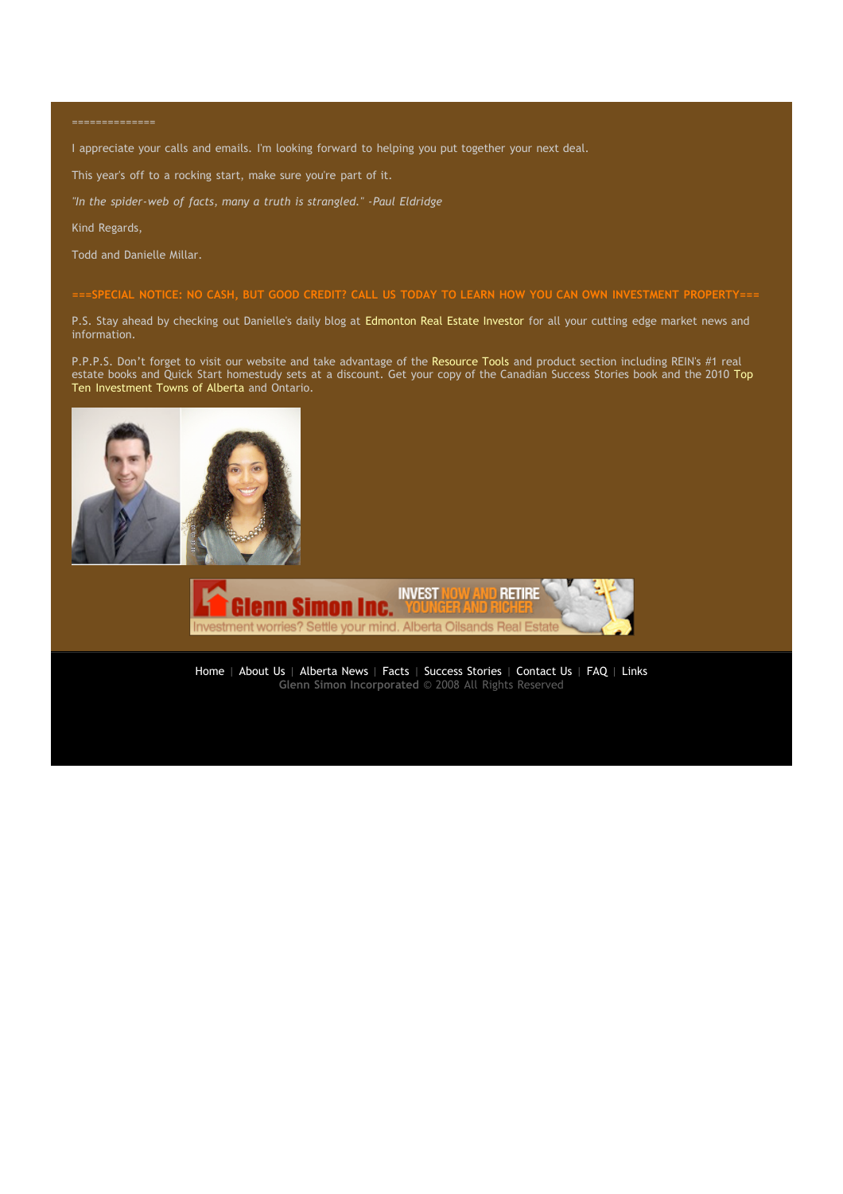==============

I appreciate your calls and emails. I'm looking forward to helping you put together your next deal.

This year's off to a rocking start, make sure you're part of it.

*"In the spider-web of facts, many a truth is strangled." -Paul Eldridge*

Kind Regards,

Todd and Danielle Millar.

**===SPECIAL NOTICE: NO CASH, BUT GOOD CREDIT? CALL US TODAY TO LEARN HOW YOU CAN OWN INVESTMENT PROPERTY===**

P.S. Stay ahead by checking out Danielle's daily blog at Edmonton Real Estate Investor for all your cutting edge market news and information.

P.P.P.S. Don't forget to visit our website and take advantage of the Resource Tools and product section including REIN's #1 real estate books and Quick Start homestudy sets at a discount. Get your copy of the Canadian Success Stories book and the 2010 Top Ten Investment Towns of Alberta and Ontario.

Home | About Us | Alberta News | Facts | Success Stories | Contact Us | FAQ | Links

**Glenn Simon Incorporated** © 2008 All Rights Reserved